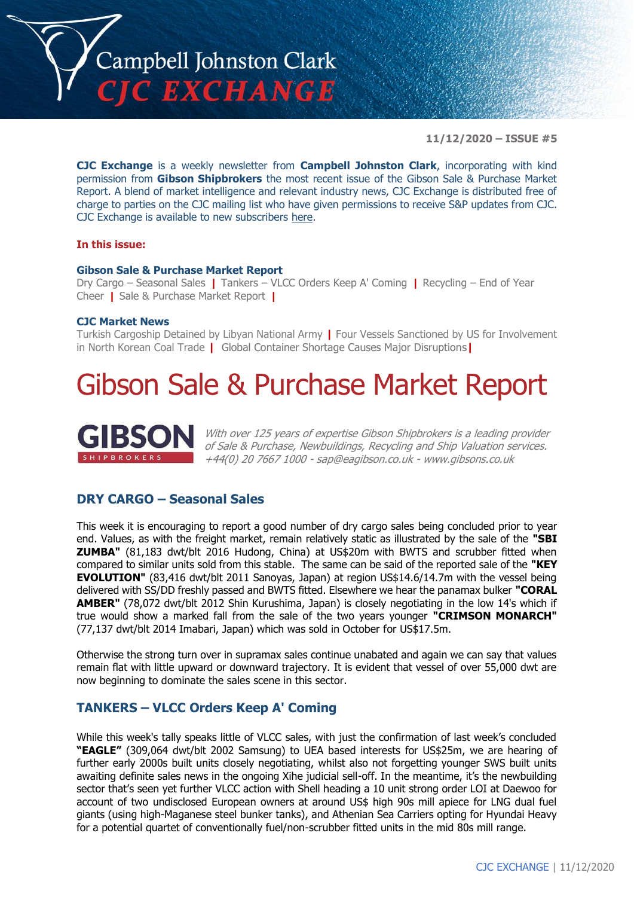# Campbell Johnston Clark CJC EXCHANGE

**11/12/2020 – ISSUE #5**

**CJC Exchange** is a weekly newsletter from **Campbell Johnston Clark**, incorporating with kind permission from **Gibson Shipbrokers** the most recent issue of the Gibson Sale & Purchase Market Report. A blend of market intelligence and relevant industry news, CJC Exchange is distributed free of charge to parties on the CJC mailing list who have given permissions to receive S&P updates from CJC. CJC Exchange is available to new subscribers here.

**In this issue:**

**Gibson Sale & Purchase Market Report**

Dry Cargo – Seasonal Sales | Tankers – VLCC Orders Keep A' Coming | Recycling – End of Year Cheer | Sale & Purchase Market Report |

**CJC Market News**

Turkish Cargoship Detained by Libyan National Army | Four Vessels Sanctioned by US for Involvement in North Korean Coal Trade | Global Container Shortage Causes Major Disruptions |

# Gibson Sale & Purchase Market Report

**GIBSON** SHIPBROKERS

*With over 125 years of expertise Gibson Shipbrokers is a leading provider of Sale & Purchase, Newbuildings, Recycling and Ship Valuation services. +44(0) 20 7667 1000 - sap@eagibson.co.uk - www.gibsons.co.uk*

## DRY CARGO – Seasonal Sales

This week it is encouraging to report a good number of dry cargo sales being concluded prior to year end. Values, as with the freight market, remain relatively static as illustrated by the sale of the **"SBI ZUMBA"** (81,183 dwt/blt 2016 Hudong, China) at US$20m with BWTS and scrubber fitted when compared to similar units sold from this stable. The same can be said of the reported sale of the **"KEY EVOLUTION"** (83,416 dwt/blt 2011 Sanoyas, Japan) at region US$14.6/14.7m with the vessel being delivered with SS/DD freshly passed and BWTS fitted. Elsewhere we hear the panamax bulker **"CORAL AMBER"** (78,072 dwt/blt 2012 Shin Kurushima, Japan) is closely negotiating in the low 14's which if true would show a marked fall from the sale of the two years younger **"CRIMSON MONARCH"** (77,137 dwt/blt 2014 Imabari, Japan) which was sold in October for US$17.5m.

Otherwise the strong turn over in supramax sales continue unabated and again we can say that values remain flat with little upward or downward trajectory. It is evident that vessel of over 55,000 dwt are now beginning to dominate the sales scene in this sector.

## TANKERS – VLCC Orders Keep A' Coming

While this week's tally speaks little of VLCC sales, with just the confirmation of last week's concluded **"EAGLE"** (309,064 dwt/blt 2002 Samsung) to UEA based interests for US$25m, we are hearing of further early 2000s built units closely negotiating, whilst also not forgetting younger SWS built units awaiting definite sales news in the ongoing Xihe judicial sell-off. In the meantime, it's the newbuilding sector that's seen yet further VLCC action with Shell heading a 10 unit strong order LOI at Daewoo for account of two undisclosed European owners at around US$ high 90s mill apiece for LNG dual fuel giants (using high-Maganese steel bunker tanks), and Athenian Sea Carriers opting for Hyundai Heavy for a potential quartet of conventionally fuel/non-scrubber fitted units in the mid 80s mill range.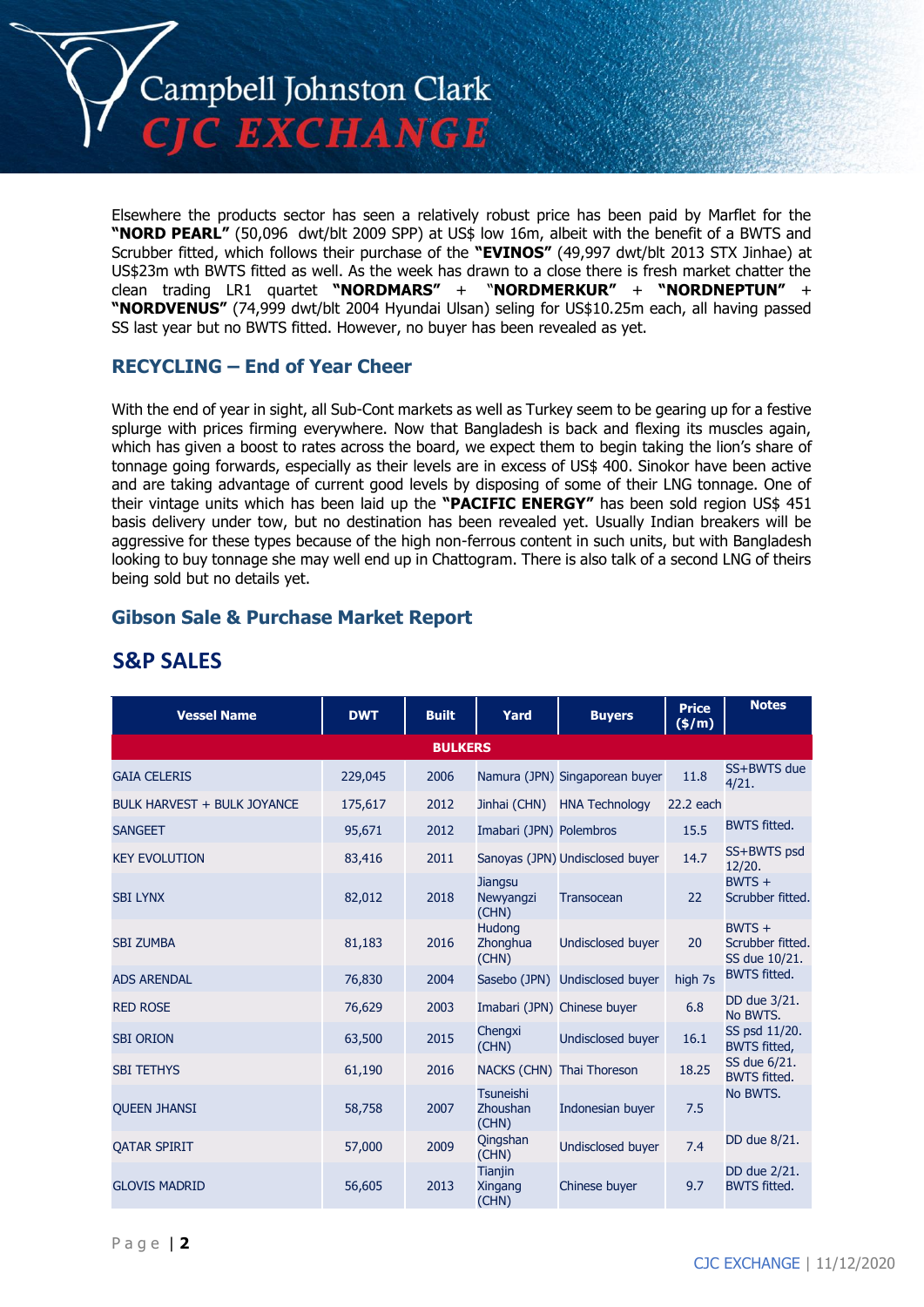Elsewhere the products sector has seen a relatively robust price has been paid by Marflet for the **"NORD PEARL"** (50,096 dwt/blt 2009 SPP) at US$ low 16m, albeit with the benefit of a BWTS and Scrubber fitted, which follows their purchase of the **"EVINOS"** (49,997 dwt/blt 2013 STX Jinhae) at US$23m wth BWTS fitted as well. As the week has drawn to a close there is fresh market chatter the clean trading LR1 quartet **"NORDMARS"** + "**NORDMERKUR"** + **"NORDNEPTUN"** + **"NORDVENUS"** (74,999 dwt/blt 2004 Hyundai Ulsan) seling for US$10.25m each, all having passed SS last year but no BWTS fitted. However, no buyer has been revealed as yet.

## RECYCLING – End of Year Cheer

With the end of year in sight, all Sub-Cont markets as well as Turkey seem to be gearing up for a festive splurge with prices firming everywhere. Now that Bangladesh is back and flexing its muscles again, which has given a boost to rates across the board, we expect them to begin taking the lion's share of tonnage going forwards, especially as their levels are in excess of US$ 400. Sinokor have been active and are taking advantage of current good levels by disposing of some of their LNG tonnage. One of their vintage units which has been laid up the **"PACIFIC ENERGY"** has been sold region US$ 451 basis delivery under tow, but no destination has been revealed yet. Usually Indian breakers will be aggressive for these types because of the high non-ferrous content in such units, but with Bangladesh looking to buy tonnage she may well end up in Chattogram. There is also talk of a second LNG of theirs being sold but no details yet.

## Gibson Sale & Purchase Market Report

# S&P SALES

| Vessel Name | DWT | Built | Yard | Buyers | Price ($/m) | Notes |
|---|---|---|---|---|---|---|
| **BULKERS** | | | | | | |
| GAIA CELERIS | 229,045 | 2006 | Namura (JPN) | Singaporean buyer | 11.8 | SS+BWTS due 4/21. |
| BULK HARVEST + BULK JOYANCE | 175,617 | 2012 | Jinhai (CHN) | HNA Technology | 22.2 each | |
| SANGEET | 95,671 | 2012 | Imabari (JPN) | Polembros | 15.5 | BWTS fitted. |
| KEY EVOLUTION | 83,416 | 2011 | Sanoyas (JPN) | Undisclosed buyer | 14.7 | SS+BWTS psd 12/20. |
| SBI LYNX | 82,012 | 2018 | Jiangsu Newyangzi (CHN) | Transocean | 22 | BWTS + Scrubber fitted. |
| SBI ZUMBA | 81,183 | 2016 | Hudong Zhonghua (CHN) | Undisclosed buyer | 20 | BWTS + Scrubber fitted. SS due 10/21. |
| ADS ARENDAL | 76,830 | 2004 | Sasebo (JPN) | Undisclosed buyer | high 7s | BWTS fitted. |
| RED ROSE | 76,629 | 2003 | Imabari (JPN) | Chinese buyer | 6.8 | DD due 3/21. No BWTS. |
| SBI ORION | 63,500 | 2015 | Chengxi (CHN) | Undisclosed buyer | 16.1 | SS psd 11/20. BWTS fitted, |
| SBI TETHYS | 61,190 | 2016 | NACKS (CHN) | Thai Thoreson | 18.25 | SS due 6/21. BWTS fitted. |
| QUEEN JHANSI | 58,758 | 2007 | Tsuneishi Zhoushan (CHN) | Indonesian buyer | 7.5 | No BWTS. |
| QATAR SPIRIT | 57,000 | 2009 | Qingshan (CHN) | Undisclosed buyer | 7.4 | DD due 8/21. |
| GLOVIS MADRID | 56,605 | 2013 | Tianjin Xingang (CHN) | Chinese buyer | 9.7 | DD due 2/21. BWTS fitted. |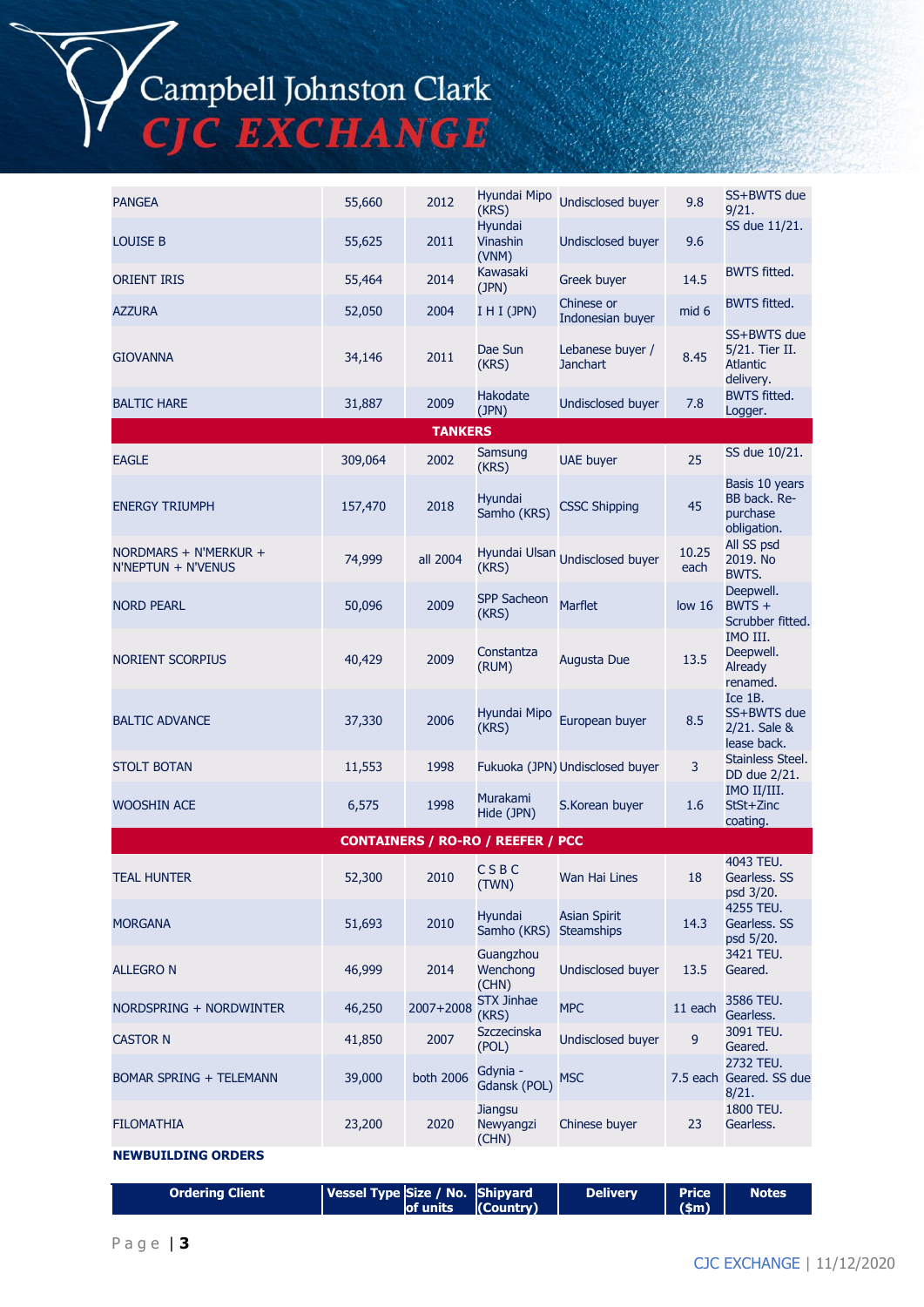| | | | | | | |
|---|---|---|---|---|---|---|
| PANGEA | 55,660 | 2012 | Hyundai Mipo (KRS) | Undisclosed buyer | 9.8 | SS+BWTS due 9/21. |
| LOUISE B | 55,625 | 2011 | Hyundai Vinashin (VNM) | Undisclosed buyer | 9.6 | SS due 11/21. |
| ORIENT IRIS | 55,464 | 2014 | Kawasaki (JPN) | Greek buyer | 14.5 | BWTS fitted. |
| AZZURA | 52,050 | 2004 | I H I (JPN) | Chinese or Indonesian buyer | mid 6 | BWTS fitted. |
| GIOVANNA | 34,146 | 2011 | Dae Sun (KRS) | Lebanese buyer / Janchart | 8.45 | SS+BWTS due 5/21. Tier II. Atlantic delivery. |
| BALTIC HARE | 31,887 | 2009 | Hakodate (JPN) | Undisclosed buyer | 7.8 | BWTS fitted. Logger. |
| **TANKERS** | | | | | | |
| EAGLE | 309,064 | 2002 | Samsung (KRS) | UAE buyer | 25 | SS due 10/21. |
| ENERGY TRIUMPH | 157,470 | 2018 | Hyundai Samho (KRS) | CSSC Shipping | 45 | Basis 10 years BB back. Re-purchase obligation. |
| NORDMARS + N'MERKUR + N'NEPTUN + N'VENUS | 74,999 | all 2004 | Hyundai Ulsan (KRS) | Undisclosed buyer | 10.25 each | All SS psd 2019. No BWTS. |
| NORD PEARL | 50,096 | 2009 | SPP Sacheon (KRS) | Marflet | low 16 | Deepwell. BWTS + Scrubber fitted. |
| NORIENT SCORPIUS | 40,429 | 2009 | Constantza (RUM) | Augusta Due | 13.5 | IMO III. Deepwell. Already renamed. |
| BALTIC ADVANCE | 37,330 | 2006 | Hyundai Mipo (KRS) | European buyer | 8.5 | Ice 1B. SS+BWTS due 2/21. Sale & lease back. |
| STOLT BOTAN | 11,553 | 1998 | Fukuoka (JPN) | Undisclosed buyer | 3 | Stainless Steel. DD due 2/21. |
| WOOSHIN ACE | 6,575 | 1998 | Murakami Hide (JPN) | S.Korean buyer | 1.6 | IMO II/III. StSt+Zinc coating. |
| **CONTAINERS / RO-RO / REEFER / PCC** | | | | | | |
| TEAL HUNTER | 52,300 | 2010 | C S B C (TWN) | Wan Hai Lines | 18 | 4043 TEU. Gearless. SS psd 3/20. |
| MORGANA | 51,693 | 2010 | Hyundai Samho (KRS) | Asian Spirit Steamships | 14.3 | 4255 TEU. Gearless. SS psd 5/20. |
| ALLEGRO N | 46,999 | 2014 | Guangzhou Wenchong (CHN) | Undisclosed buyer | 13.5 | 3421 TEU. Geared. |
| NORDSPRING + NORDWINTER | 46,250 | 2007+2008 | STX Jinhae (KRS) | MPC | 11 each | 3586 TEU. Gearless. |
| CASTOR N | 41,850 | 2007 | Szczecinska (POL) | Undisclosed buyer | 9 | 3091 TEU. Geared. |
| BOMAR SPRING + TELEMANN | 39,000 | both 2006 | Gdynia - Gdansk (POL) | MSC | 7.5 each | 2732 TEU. Geared. SS due 8/21. |
| FILOMATHIA | 23,200 | 2020 | Jiangsu Newyangzi (CHN) | Chinese buyer | 23 | 1800 TEU. Gearless. |

**NEWBUILDING ORDERS**

| Ordering Client | Vessel Type | Size / No. of units | Shipyard (Country) | Delivery | Price ($m) | Notes |
|---|---|---|---|---|---|---|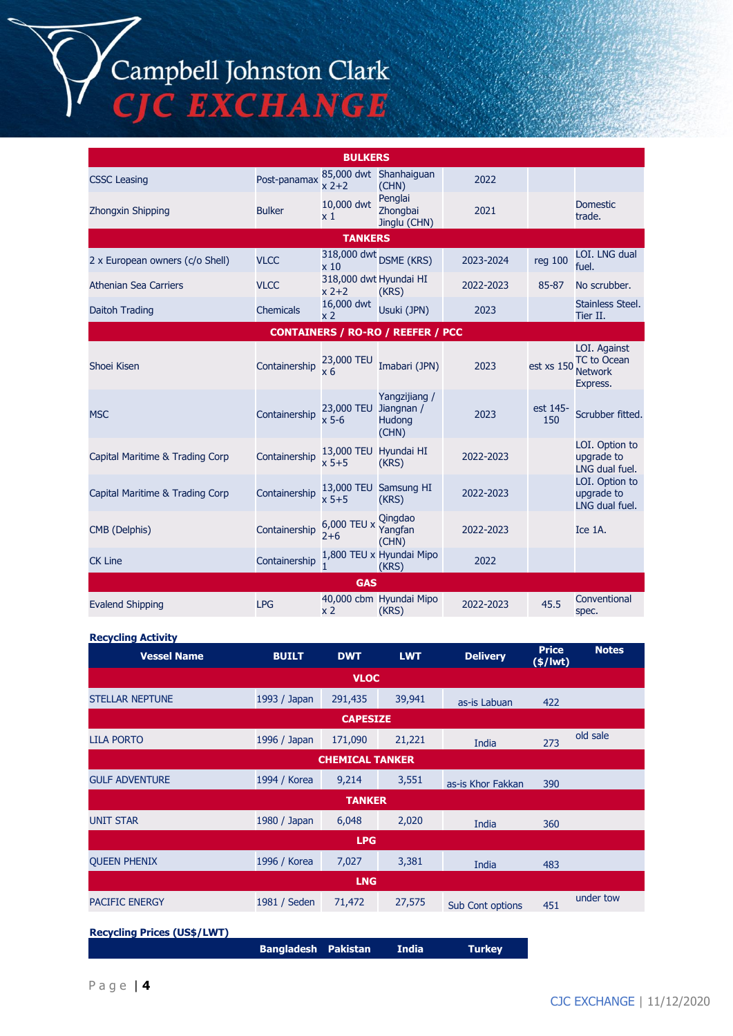| | | | | | | |
|---|---|---|---|---|---|---|
| **BULKERS** | | | | | | |
| CSSC Leasing | Post-panamax | 85,000 dwt x 2+2 | Shanhaiguan (CHN) | 2022 | | |
| Zhongxin Shipping | Bulker | 10,000 dwt x 1 | Penglai Zhongbai Jinglu (CHN) | 2021 | | Domestic trade. |
| **TANKERS** | | | | | | |
| 2 x European owners (c/o Shell) | VLCC | 318,000 dwt x 10 | DSME (KRS) | 2023-2024 | reg 100 | LOI. LNG dual fuel. |
| Athenian Sea Carriers | VLCC | 318,000 dwt x 2+2 | Hyundai HI (KRS) | 2022-2023 | 85-87 | No scrubber. |
| Daitoh Trading | Chemicals | 16,000 dwt x 2 | Usuki (JPN) | 2023 | | Stainless Steel. Tier II. |
| **CONTAINERS / RO-RO / REEFER / PCC** | | | | | | |
| Shoei Kisen | Containership | 23,000 TEU x 6 | Imabari (JPN) | 2023 | est xs 150 | LOI. Against TC to Ocean Network Express. |
| MSC | Containership | 23,000 TEU x 5-6 | Yangzijiang / Jiangnan / Hudong (CHN) | 2023 | est 145-150 | Scrubber fitted. |
| Capital Maritime & Trading Corp | Containership | 13,000 TEU x 5+5 | Hyundai HI (KRS) | 2022-2023 | | LOI. Option to upgrade to LNG dual fuel. |
| Capital Maritime & Trading Corp | Containership | 13,000 TEU x 5+5 | Samsung HI (KRS) | 2022-2023 | | LOI. Option to upgrade to LNG dual fuel. |
| CMB (Delphis) | Containership | 6,000 TEU x 2+6 | Qingdao Yangfan (CHN) | 2022-2023 | | Ice 1A. |
| CK Line | Containership | 1,800 TEU x 1 | Hyundai Mipo (KRS) | 2022 | | |
| **GAS** | | | | | | |
| Evalend Shipping | LPG | 40,000 cbm x 2 | Hyundai Mipo (KRS) | 2022-2023 | 45.5 | Conventional spec. |

**Recycling Activity**

| Vessel Name | BUILT | DWT | LWT | Delivery | Price ($/lwt) | Notes |
|---|---|---|---|---|---|---|
| **VLOC** | | | | | | |
| STELLAR NEPTUNE | 1993 / Japan | 291,435 | 39,941 | as-is Labuan | 422 | |
| **CAPESIZE** | | | | | | |
| LILA PORTO | 1996 / Japan | 171,090 | 21,221 | India | 273 | old sale |
| **CHEMICAL TANKER** | | | | | | |
| GULF ADVENTURE | 1994 / Korea | 9,214 | 3,551 | as-is Khor Fakkan | 390 | |
| **TANKER** | | | | | | |
| UNIT STAR | 1980 / Japan | 6,048 | 2,020 | India | 360 | |
| **LPG** | | | | | | |
| QUEEN PHENIX | 1996 / Korea | 7,027 | 3,381 | India | 483 | |
| **LNG** | | | | | | |
| PACIFIC ENERGY | 1981 / Seden | 71,472 | 27,575 | Sub Cont options | 451 | under tow |

**Recycling Prices (US$/LWT)**

| | Bangladesh | Pakistan | India | Turkey |
|---|---|---|---|---|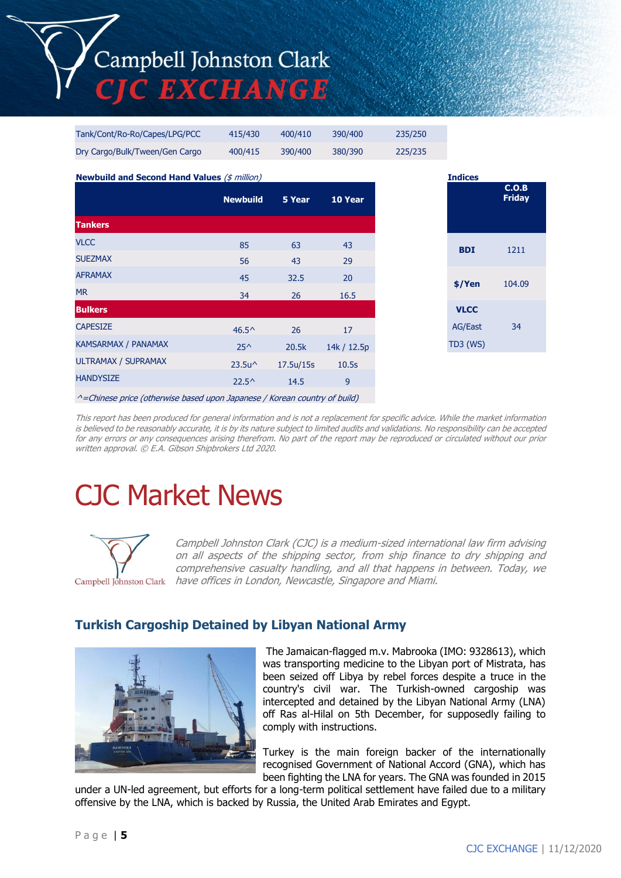| Tank/Cont/Ro-Ro/Capes/LPG/PCC | 415/430 | 400/410 | 390/400 | 235/250 |
|---|---|---|---|---|
| Dry Cargo/Bulk/Tween/Gen Cargo | 400/415 | 390/400 | 380/390 | 225/235 |

**Newbuild and Second Hand Values** *($ million)*

| | Newbuild | 5 Year | 10 Year |
|---|---|---|---|
| **Tankers** | | | |
| VLCC | 85 | 63 | 43 |
| SUEZMAX | 56 | 43 | 29 |
| AFRAMAX | 45 | 32.5 | 20 |
| MR | 34 | 26 | 16.5 |
| **Bulkers** | | | |
| CAPESIZE | 46.5^ | 26 | 17 |
| KAMSARMAX / PANAMAX | 25^ | 20.5k | 14k / 12.5p |
| ULTRAMAX / SUPRAMAX | 23.5u^ | 17.5u/15s | 10.5s |
| HANDYSIZE | 22.5^ | 14.5 | 9 |

*^=Chinese price (otherwise based upon Japanese / Korean country of build)*

**Indices**

| | C.O.B Friday |
|---|---|
| **BDI** | 1211 |
| **$/Yen** | 104.09 |
| **VLCC** AG/East TD3 (WS) | 34 |

*This report has been produced for general information and is not a replacement for specific advice. While the market information is believed to be reasonably accurate, it is by its nature subject to limited audits and validations. No responsibility can be accepted for any errors or any consequences arising therefrom. No part of the report may be reproduced or circulated without our prior written approval. © E.A. Gibson Shipbrokers Ltd 2020.*

# CJC Market News

*Campbell Johnston Clark (CJC) is a medium-sized international law firm advising on all aspects of the shipping sector, from ship finance to dry shipping and comprehensive casualty handling, and all that happens in between. Today, we have offices in London, Newcastle, Singapore and Miami.*

## Turkish Cargoship Detained by Libyan National Army

The Jamaican-flagged m.v. Mabrooka (IMO: 9328613), which was transporting medicine to the Libyan port of Mistrata, has been seized off Libya by rebel forces despite a truce in the country's civil war. The Turkish-owned cargoship was intercepted and detained by the Libyan National Army (LNA) off Ras al-Hilal on 5th December, for supposedly failing to comply with instructions.

Turkey is the main foreign backer of the internationally recognised Government of National Accord (GNA), which has been fighting the LNA for years. The GNA was founded in 2015 under a UN-led agreement, but efforts for a long-term political settlement have failed due to a military offensive by the LNA, which is backed by Russia, the United Arab Emirates and Egypt.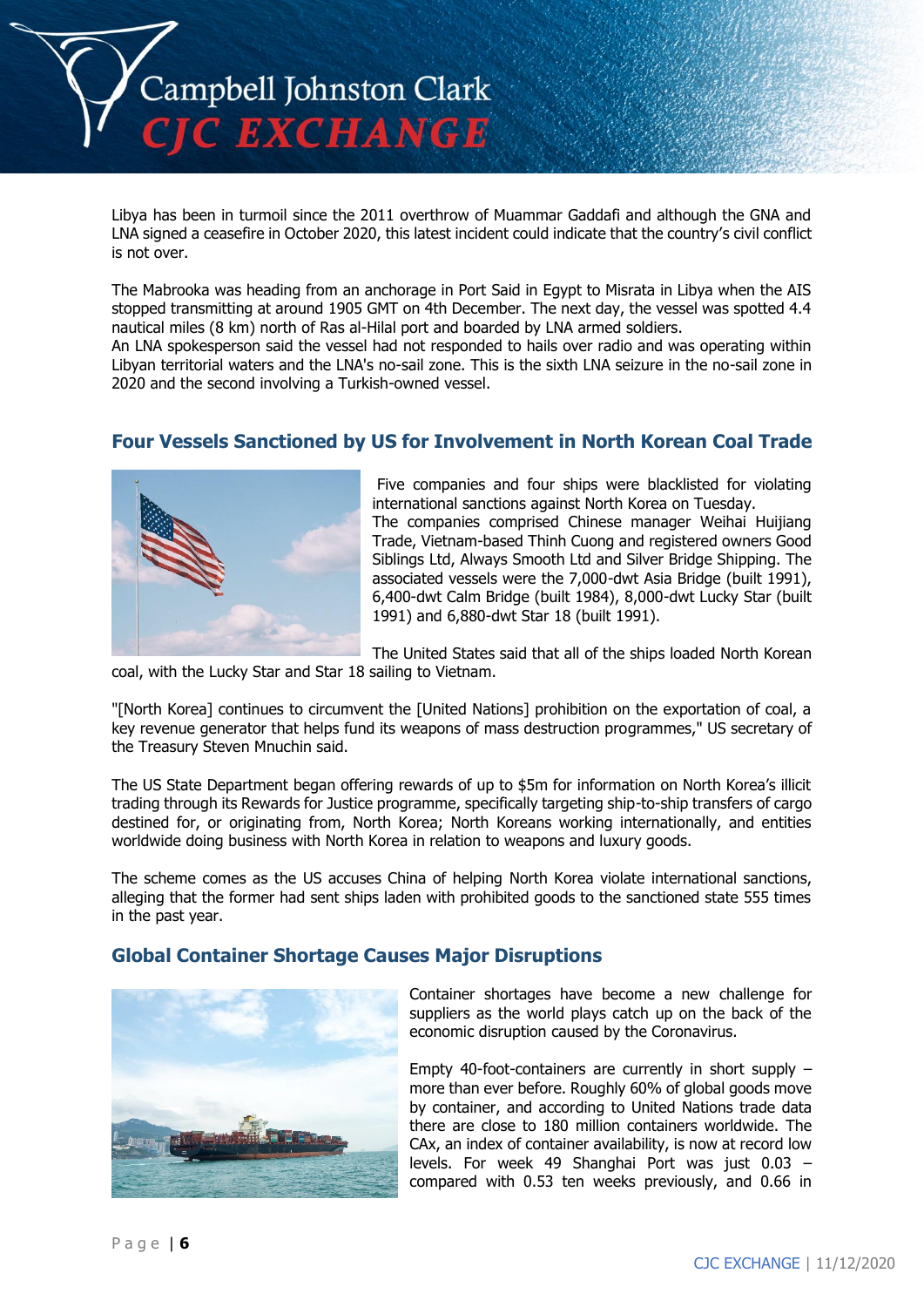Libya has been in turmoil since the 2011 overthrow of Muammar Gaddafi and although the GNA and LNA signed a ceasefire in October 2020, this latest incident could indicate that the country's civil conflict is not over.

The Mabrooka was heading from an anchorage in Port Said in Egypt to Misrata in Libya when the AIS stopped transmitting at around 1905 GMT on 4th December. The next day, the vessel was spotted 4.4 nautical miles (8 km) north of Ras al-Hilal port and boarded by LNA armed soldiers.
An LNA spokesperson said the vessel had not responded to hails over radio and was operating within Libyan territorial waters and the LNA's no-sail zone. This is the sixth LNA seizure in the no-sail zone in 2020 and the second involving a Turkish-owned vessel.

## Four Vessels Sanctioned by US for Involvement in North Korean Coal Trade

Five companies and four ships were blacklisted for violating international sanctions against North Korea on Tuesday.
The companies comprised Chinese manager Weihai Huijiang Trade, Vietnam-based Thinh Cuong and registered owners Good Siblings Ltd, Always Smooth Ltd and Silver Bridge Shipping. The associated vessels were the 7,000-dwt Asia Bridge (built 1991), 6,400-dwt Calm Bridge (built 1984), 8,000-dwt Lucky Star (built 1991) and 6,880-dwt Star 18 (built 1991).

The United States said that all of the ships loaded North Korean coal, with the Lucky Star and Star 18 sailing to Vietnam.

"[North Korea] continues to circumvent the [United Nations] prohibition on the exportation of coal, a key revenue generator that helps fund its weapons of mass destruction programmes," US secretary of the Treasury Steven Mnuchin said.

The US State Department began offering rewards of up to $5m for information on North Korea's illicit trading through its Rewards for Justice programme, specifically targeting ship-to-ship transfers of cargo destined for, or originating from, North Korea; North Koreans working internationally, and entities worldwide doing business with North Korea in relation to weapons and luxury goods.

The scheme comes as the US accuses China of helping North Korea violate international sanctions, alleging that the former had sent ships laden with prohibited goods to the sanctioned state 555 times in the past year.

## Global Container Shortage Causes Major Disruptions

Container shortages have become a new challenge for suppliers as the world plays catch up on the back of the economic disruption caused by the Coronavirus.

Empty 40-foot-containers are currently in short supply – more than ever before. Roughly 60% of global goods move by container, and according to United Nations trade data there are close to 180 million containers worldwide. The CAx, an index of container availability, is now at record low levels. For week 49 Shanghai Port was just 0.03 – compared with 0.53 ten weeks previously, and 0.66 in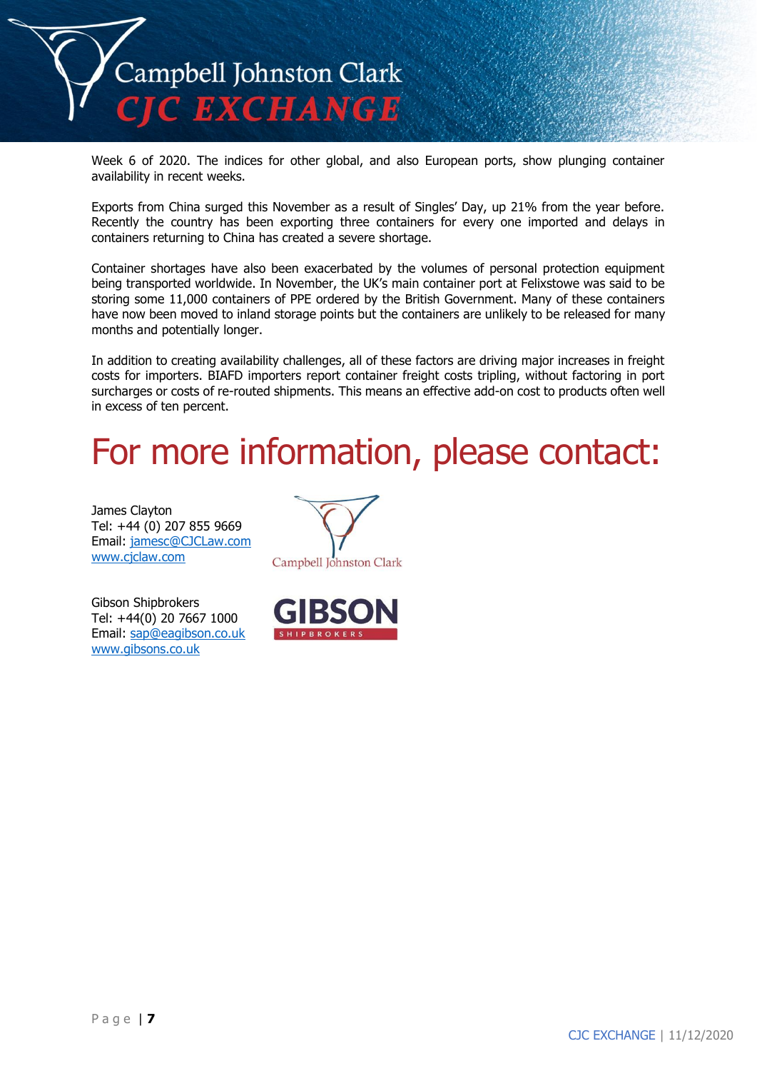Week 6 of 2020. The indices for other global, and also European ports, show plunging container availability in recent weeks.

Exports from China surged this November as a result of Singles' Day, up 21% from the year before. Recently the country has been exporting three containers for every one imported and delays in containers returning to China has created a severe shortage.

Container shortages have also been exacerbated by the volumes of personal protection equipment being transported worldwide. In November, the UK's main container port at Felixstowe was said to be storing some 11,000 containers of PPE ordered by the British Government. Many of these containers have now been moved to inland storage points but the containers are unlikely to be released for many months and potentially longer.

In addition to creating availability challenges, all of these factors are driving major increases in freight costs for importers. BIAFD importers report container freight costs tripling, without factoring in port surcharges or costs of re-routed shipments. This means an effective add-on cost to products often well in excess of ten percent.

# For more information, please contact:

James Clayton
Tel: +44 (0) 207 855 9669
Email: jamesc@CJCLaw.com
www.cjclaw.com

Gibson Shipbrokers
Tel: +44(0) 20 7667 1000
Email: sap@eagibson.co.uk
www.gibsons.co.uk